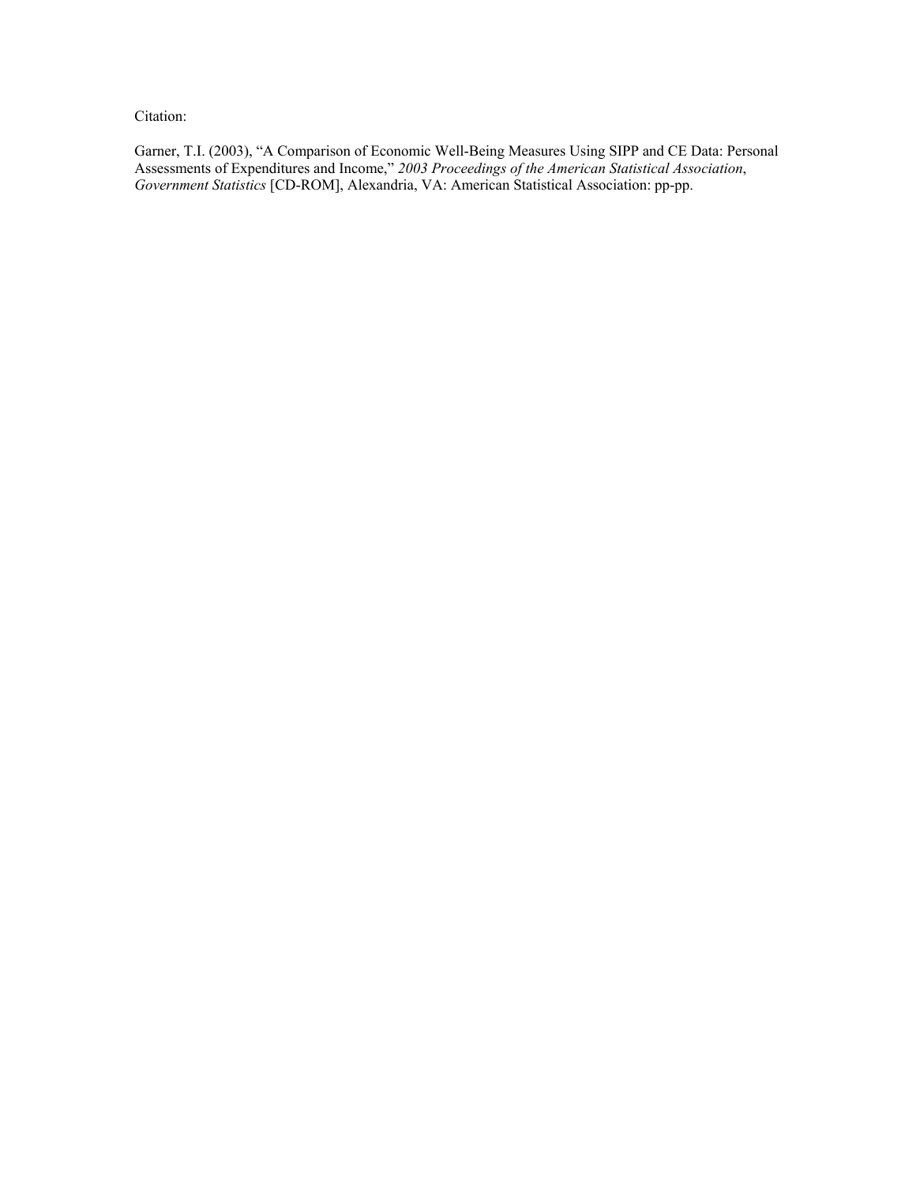Citation:

Garner, T.I. (2003), "A Comparison of Economic Well-Being Measures Using SIPP and CE Data: Personal Assessments of Expenditures and Income," *2003 Proceedings of the American Statistical Association*, *Government Statistics* [CD-ROM], Alexandria, VA: American Statistical Association: pp-pp.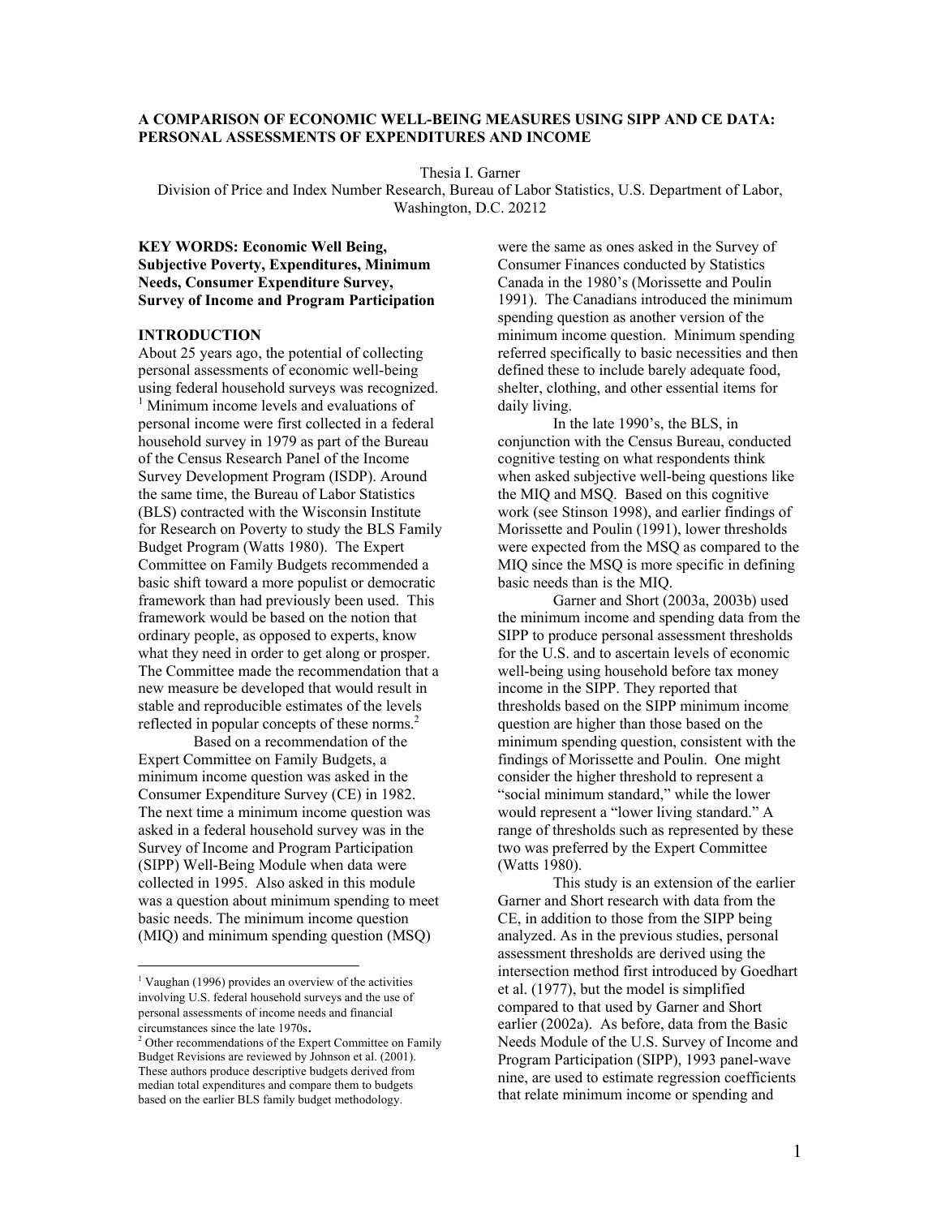**A COMPARISON OF ECONOMIC WELL-BEING MEASURES USING SIPP AND CE DATA: PERSONAL ASSESSMENTS OF EXPENDITURES AND INCOME**

Thesia I. Garner

Division of Price and Index Number Research, Bureau of Labor Statistics, U.S. Department of Labor, Washington, D.C. 20212

**KEY WORDS: Economic Well Being, Subjective Poverty, Expenditures, Minimum Needs, Consumer Expenditure Survey, Survey of Income and Program Participation**

## INTRODUCTION

About 25 years ago, the potential of collecting personal assessments of economic well-being using federal household surveys was recognized. [1] Minimum income levels and evaluations of personal income were first collected in a federal household survey in 1979 as part of the Bureau of the Census Research Panel of the Income Survey Development Program (ISDP). Around the same time, the Bureau of Labor Statistics (BLS) contracted with the Wisconsin Institute for Research on Poverty to study the BLS Family Budget Program (Watts 1980). The Expert Committee on Family Budgets recommended a basic shift toward a more populist or democratic framework than had previously been used. This framework would be based on the notion that ordinary people, as opposed to experts, know what they need in order to get along or prosper. The Committee made the recommendation that a new measure be developed that would result in stable and reproducible estimates of the levels reflected in popular concepts of these norms.[2]

Based on a recommendation of the Expert Committee on Family Budgets, a minimum income question was asked in the Consumer Expenditure Survey (CE) in 1982. The next time a minimum income question was asked in a federal household survey was in the Survey of Income and Program Participation (SIPP) Well-Being Module when data were collected in 1995. Also asked in this module was a question about minimum spending to meet basic needs. The minimum income question (MIQ) and minimum spending question (MSQ) were the same as ones asked in the Survey of Consumer Finances conducted by Statistics Canada in the 1980's (Morissette and Poulin 1991). The Canadians introduced the minimum spending question as another version of the minimum income question. Minimum spending referred specifically to basic necessities and then defined these to include barely adequate food, shelter, clothing, and other essential items for daily living.

In the late 1990's, the BLS, in conjunction with the Census Bureau, conducted cognitive testing on what respondents think when asked subjective well-being questions like the MIQ and MSQ. Based on this cognitive work (see Stinson 1998), and earlier findings of Morissette and Poulin (1991), lower thresholds were expected from the MSQ as compared to the MIQ since the MSQ is more specific in defining basic needs than is the MIQ.

Garner and Short (2003a, 2003b) used the minimum income and spending data from the SIPP to produce personal assessment thresholds for the U.S. and to ascertain levels of economic well-being using household before tax money income in the SIPP. They reported that thresholds based on the SIPP minimum income question are higher than those based on the minimum spending question, consistent with the findings of Morissette and Poulin. One might consider the higher threshold to represent a "social minimum standard," while the lower would represent a "lower living standard." A range of thresholds such as represented by these two was preferred by the Expert Committee (Watts 1980).

This study is an extension of the earlier Garner and Short research with data from the CE, in addition to those from the SIPP being analyzed. As in the previous studies, personal assessment thresholds are derived using the intersection method first introduced by Goedhart et al. (1977), but the model is simplified compared to that used by Garner and Short earlier (2002a). As before, data from the Basic Needs Module of the U.S. Survey of Income and Program Participation (SIPP), 1993 panel-wave nine, are used to estimate regression coefficients that relate minimum income or spending and

[1] Vaughan (1996) provides an overview of the activities involving U.S. federal household surveys and the use of personal assessments of income needs and financial circumstances since the late 1970s.

[2] Other recommendations of the Expert Committee on Family Budget Revisions are reviewed by Johnson et al. (2001). These authors produce descriptive budgets derived from median total expenditures and compare them to budgets based on the earlier BLS family budget methodology.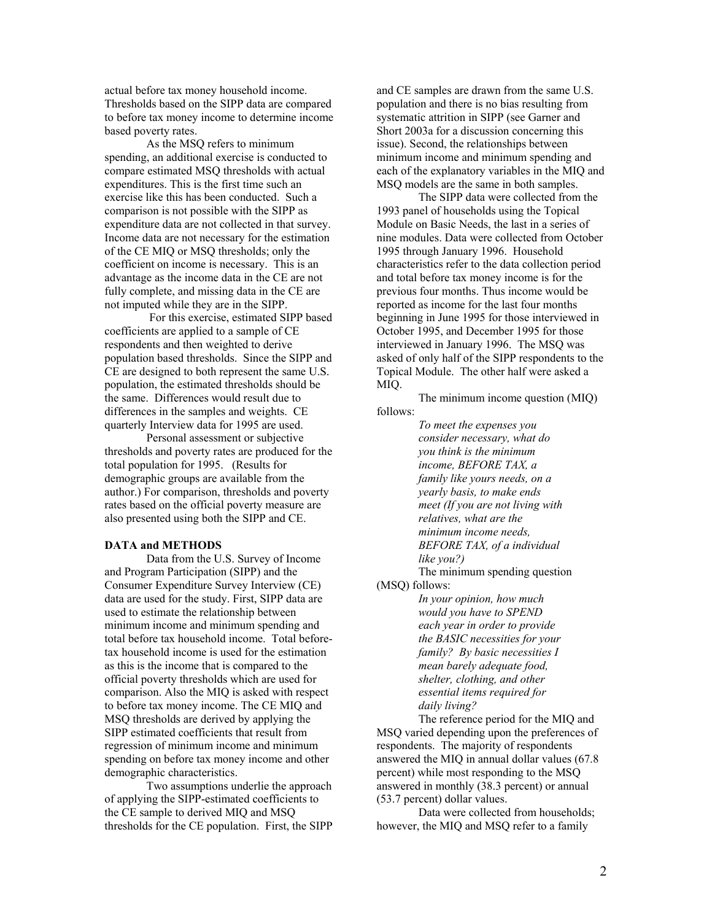actual before tax money household income. Thresholds based on the SIPP data are compared to before tax money income to determine income based poverty rates.

As the MSQ refers to minimum spending, an additional exercise is conducted to compare estimated MSQ thresholds with actual expenditures. This is the first time such an exercise like this has been conducted. Such a comparison is not possible with the SIPP as expenditure data are not collected in that survey. Income data are not necessary for the estimation of the CE MIQ or MSQ thresholds; only the coefficient on income is necessary. This is an advantage as the income data in the CE are not fully complete, and missing data in the CE are not imputed while they are in the SIPP.

For this exercise, estimated SIPP based coefficients are applied to a sample of CE respondents and then weighted to derive population based thresholds. Since the SIPP and CE are designed to both represent the same U.S. population, the estimated thresholds should be the same. Differences would result due to differences in the samples and weights. CE quarterly Interview data for 1995 are used.

Personal assessment or subjective thresholds and poverty rates are produced for the total population for 1995. (Results for demographic groups are available from the author.) For comparison, thresholds and poverty rates based on the official poverty measure are also presented using both the SIPP and CE.

## DATA and METHODS

Data from the U.S. Survey of Income and Program Participation (SIPP) and the Consumer Expenditure Survey Interview (CE) data are used for the study. First, SIPP data are used to estimate the relationship between minimum income and minimum spending and total before tax household income. Total before-tax household income is used for the estimation as this is the income that is compared to the official poverty thresholds which are used for comparison. Also the MIQ is asked with respect to before tax money income. The CE MIQ and MSQ thresholds are derived by applying the SIPP estimated coefficients that result from regression of minimum income and minimum spending on before tax money income and other demographic characteristics.

Two assumptions underlie the approach of applying the SIPP-estimated coefficients to the CE sample to derived MIQ and MSQ thresholds for the CE population. First, the SIPP and CE samples are drawn from the same U.S. population and there is no bias resulting from systematic attrition in SIPP (see Garner and Short 2003a for a discussion concerning this issue). Second, the relationships between minimum income and minimum spending and each of the explanatory variables in the MIQ and MSQ models are the same in both samples.

The SIPP data were collected from the 1993 panel of households using the Topical Module on Basic Needs, the last in a series of nine modules. Data were collected from October 1995 through January 1996. Household characteristics refer to the data collection period and total before tax money income is for the previous four months. Thus income would be reported as income for the last four months beginning in June 1995 for those interviewed in October 1995, and December 1995 for those interviewed in January 1996. The MSQ was asked of only half of the SIPP respondents to the Topical Module. The other half were asked a MIQ.

The minimum income question (MIQ) follows:

> *To meet the expenses you consider necessary, what do you think is the minimum income, BEFORE TAX, a family like yours needs, on a yearly basis, to make ends meet (If you are not living with relatives, what are the minimum income needs, BEFORE TAX, of a individual like you?)*

The minimum spending question (MSQ) follows:

> *In your opinion, how much would you have to SPEND each year in order to provide the BASIC necessities for your family? By basic necessities I mean barely adequate food, shelter, clothing, and other essential items required for daily living?*

The reference period for the MIQ and MSQ varied depending upon the preferences of respondents. The majority of respondents answered the MIQ in annual dollar values (67.8 percent) while most responding to the MSQ answered in monthly (38.3 percent) or annual (53.7 percent) dollar values.

Data were collected from households; however, the MIQ and MSQ refer to a family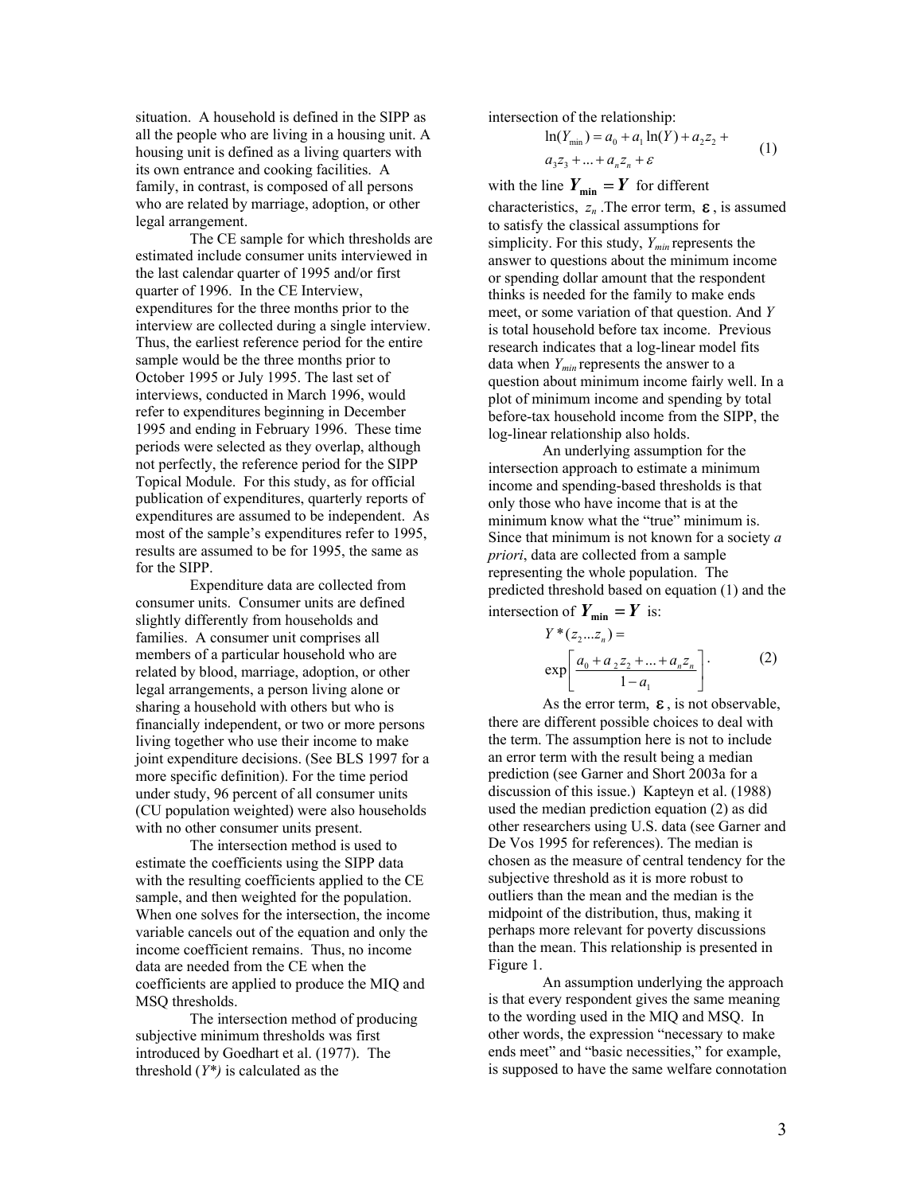situation. A household is defined in the SIPP as all the people who are living in a housing unit. A housing unit is defined as a living quarters with its own entrance and cooking facilities. A family, in contrast, is composed of all persons who are related by marriage, adoption, or other legal arrangement.

The CE sample for which thresholds are estimated include consumer units interviewed in the last calendar quarter of 1995 and/or first quarter of 1996. In the CE Interview, expenditures for the three months prior to the interview are collected during a single interview. Thus, the earliest reference period for the entire sample would be the three months prior to October 1995 or July 1995. The last set of interviews, conducted in March 1996, would refer to expenditures beginning in December 1995 and ending in February 1996. These time periods were selected as they overlap, although not perfectly, the reference period for the SIPP Topical Module. For this study, as for official publication of expenditures, quarterly reports of expenditures are assumed to be independent. As most of the sample's expenditures refer to 1995, results are assumed to be for 1995, the same as for the SIPP.

Expenditure data are collected from consumer units. Consumer units are defined slightly differently from households and families. A consumer unit comprises all members of a particular household who are related by blood, marriage, adoption, or other legal arrangements, a person living alone or sharing a household with others but who is financially independent, or two or more persons living together who use their income to make joint expenditure decisions. (See BLS 1997 for a more specific definition). For the time period under study, 96 percent of all consumer units (CU population weighted) were also households with no other consumer units present.

The intersection method is used to estimate the coefficients using the SIPP data with the resulting coefficients applied to the CE sample, and then weighted for the population. When one solves for the intersection, the income variable cancels out of the equation and only the income coefficient remains. Thus, no income data are needed from the CE when the coefficients are applied to produce the MIQ and MSQ thresholds.

The intersection method of producing subjective minimum thresholds was first introduced by Goedhart et al. (1977). The threshold ($Y^*$) is calculated as the intersection of the relationship:

$$\ln(Y_{\min}) = a_0 + a_1 \ln(Y) + a_2 z_2 + a_3 z_3 + \ldots + a_n z_n + \varepsilon \quad (1)$$

with the line $Y_{\min} = Y$ for different characteristics, $z_n$. The error term, $\varepsilon$, is assumed to satisfy the classical assumptions for simplicity. For this study, $Y_{min}$ represents the answer to questions about the minimum income or spending dollar amount that the respondent thinks is needed for the family to make ends meet, or some variation of that question. And $Y$ is total household before tax income. Previous research indicates that a log-linear model fits data when $Y_{min}$ represents the answer to a question about minimum income fairly well. In a plot of minimum income and spending by total before-tax household income from the SIPP, the log-linear relationship also holds.

An underlying assumption for the intersection approach to estimate a minimum income and spending-based thresholds is that only those who have income that is at the minimum know what the "true" minimum is. Since that minimum is not known for a society *a priori*, data are collected from a sample representing the whole population. The predicted threshold based on equation (1) and the intersection of $Y_{\min} = Y$ is:

$$Y^*(z_2 \ldots z_n) = \exp\left[\frac{a_0 + a_2 z_2 + \ldots + a_n z_n}{1 - a_1}\right]. \quad (2)$$

As the error term, $\varepsilon$, is not observable, there are different possible choices to deal with the term. The assumption here is not to include an error term with the result being a median prediction (see Garner and Short 2003a for a discussion of this issue.) Kapteyn et al. (1988) used the median prediction equation (2) as did other researchers using U.S. data (see Garner and De Vos 1995 for references). The median is chosen as the measure of central tendency for the subjective threshold as it is more robust to outliers than the mean and the median is the midpoint of the distribution, thus, making it perhaps more relevant for poverty discussions than the mean. This relationship is presented in Figure 1.

An assumption underlying the approach is that every respondent gives the same meaning to the wording used in the MIQ and MSQ. In other words, the expression "necessary to make ends meet" and "basic necessities," for example, is supposed to have the same welfare connotation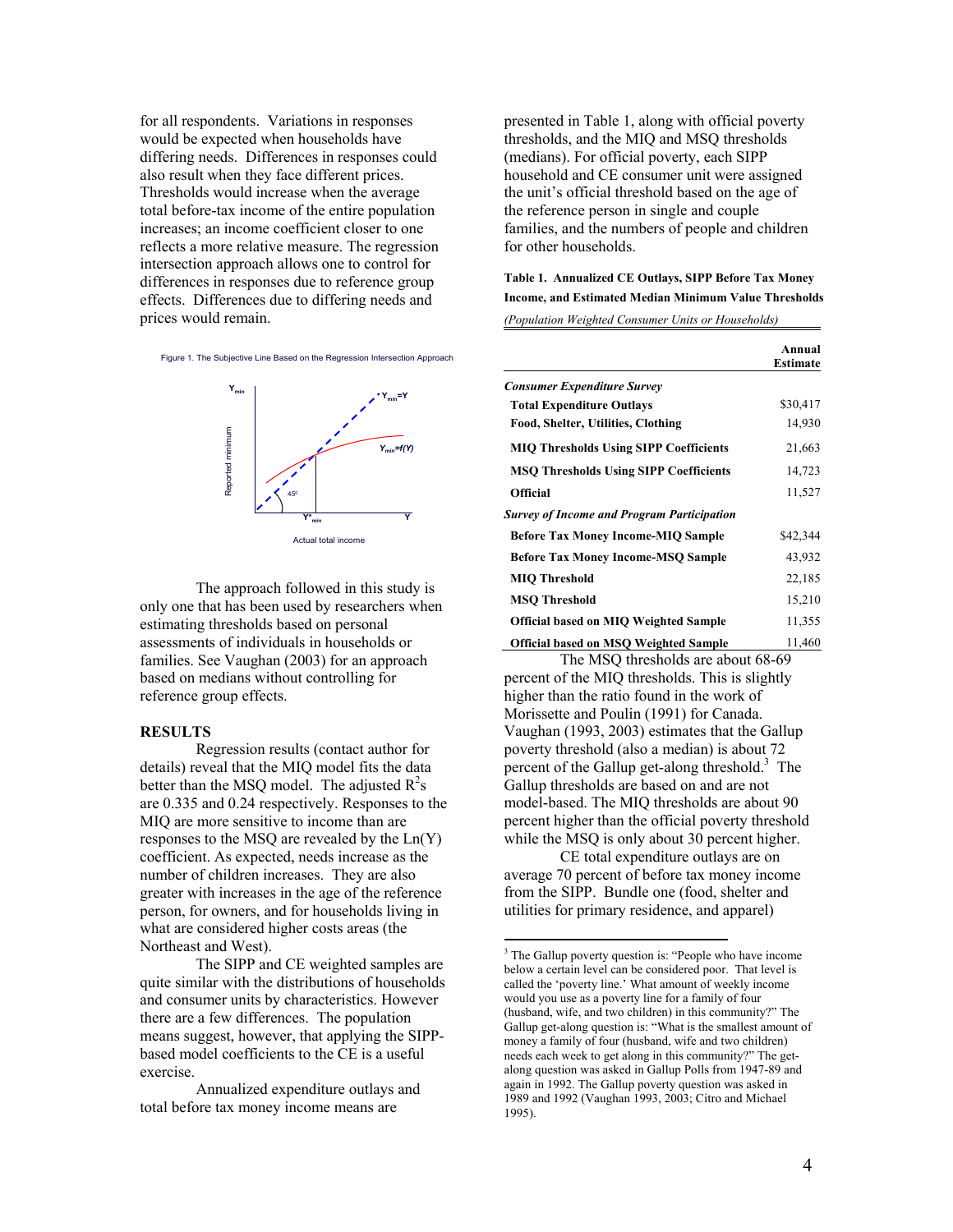for all respondents. Variations in responses would be expected when households have differing needs. Differences in responses could also result when they face different prices. Thresholds would increase when the average total before-tax income of the entire population increases; an income coefficient closer to one reflects a more relative measure. The regression intersection approach allows one to control for differences in responses due to reference group effects. Differences due to differing needs and prices would remain.

Figure 1. The Subjective Line Based on the Regression Intersection Approach

The approach followed in this study is only one that has been used by researchers when estimating thresholds based on personal assessments of individuals in households or families. See Vaughan (2003) for an approach based on medians without controlling for reference group effects.

## RESULTS

Regression results (contact author for details) reveal that the MIQ model fits the data better than the MSQ model. The adjusted $R^2$s are 0.335 and 0.24 respectively. Responses to the MIQ are more sensitive to income than are responses to the MSQ are revealed by the Ln(Y) coefficient. As expected, needs increase as the number of children increases. They are also greater with increases in the age of the reference person, for owners, and for households living in what are considered higher costs areas (the Northeast and West).

The SIPP and CE weighted samples are quite similar with the distributions of households and consumer units by characteristics. However there are a few differences. The population means suggest, however, that applying the SIPP-based model coefficients to the CE is a useful exercise.

Annualized expenditure outlays and total before tax money income means are presented in Table 1, along with official poverty thresholds, and the MIQ and MSQ thresholds (medians). For official poverty, each SIPP household and CE consumer unit were assigned the unit's official threshold based on the age of the reference person in single and couple families, and the numbers of people and children for other households.

**Table 1. Annualized CE Outlays, SIPP Before Tax Money Income, and Estimated Median Minimum Value Thresholds**

*(Population Weighted Consumer Units or Households)*

| | Annual Estimate |
|---|---|
| ***Consumer Expenditure Survey*** | |
| **Total Expenditure Outlays** | $30,417 |
| **Food, Shelter, Utilities, Clothing** | 14,930 |
| **MIQ Thresholds Using SIPP Coefficients** | 21,663 |
| **MSQ Thresholds Using SIPP Coefficients** | 14,723 |
| **Official** | 11,527 |
| ***Survey of Income and Program Participation*** | |
| **Before Tax Money Income-MIQ Sample** | $42,344 |
| **Before Tax Money Income-MSQ Sample** | 43,932 |
| **MIQ Threshold** | 22,185 |
| **MSQ Threshold** | 15,210 |
| **Official based on MIQ Weighted Sample** | 11,355 |
| **Official based on MSQ Weighted Sample** | 11,460 |

The MSQ thresholds are about 68-69 percent of the MIQ thresholds. This is slightly higher than the ratio found in the work of Morissette and Poulin (1991) for Canada. Vaughan (1993, 2003) estimates that the Gallup poverty threshold (also a median) is about 72 percent of the Gallup get-along threshold.[3] The Gallup thresholds are based on and are not model-based. The MIQ thresholds are about 90 percent higher than the official poverty threshold while the MSQ is only about 30 percent higher.

CE total expenditure outlays are on average 70 percent of before tax money income from the SIPP. Bundle one (food, shelter and utilities for primary residence, and apparel)

[3] The Gallup poverty question is: "People who have income below a certain level can be considered poor. That level is called the 'poverty line.' What amount of weekly income would you use as a poverty line for a family of four (husband, wife, and two children) in this community?" The Gallup get-along question is: "What is the smallest amount of money a family of four (husband, wife and two children) needs each week to get along in this community?" The get-along question was asked in Gallup Polls from 1947-89 and again in 1992. The Gallup poverty question was asked in 1989 and 1992 (Vaughan 1993, 2003; Citro and Michael 1995).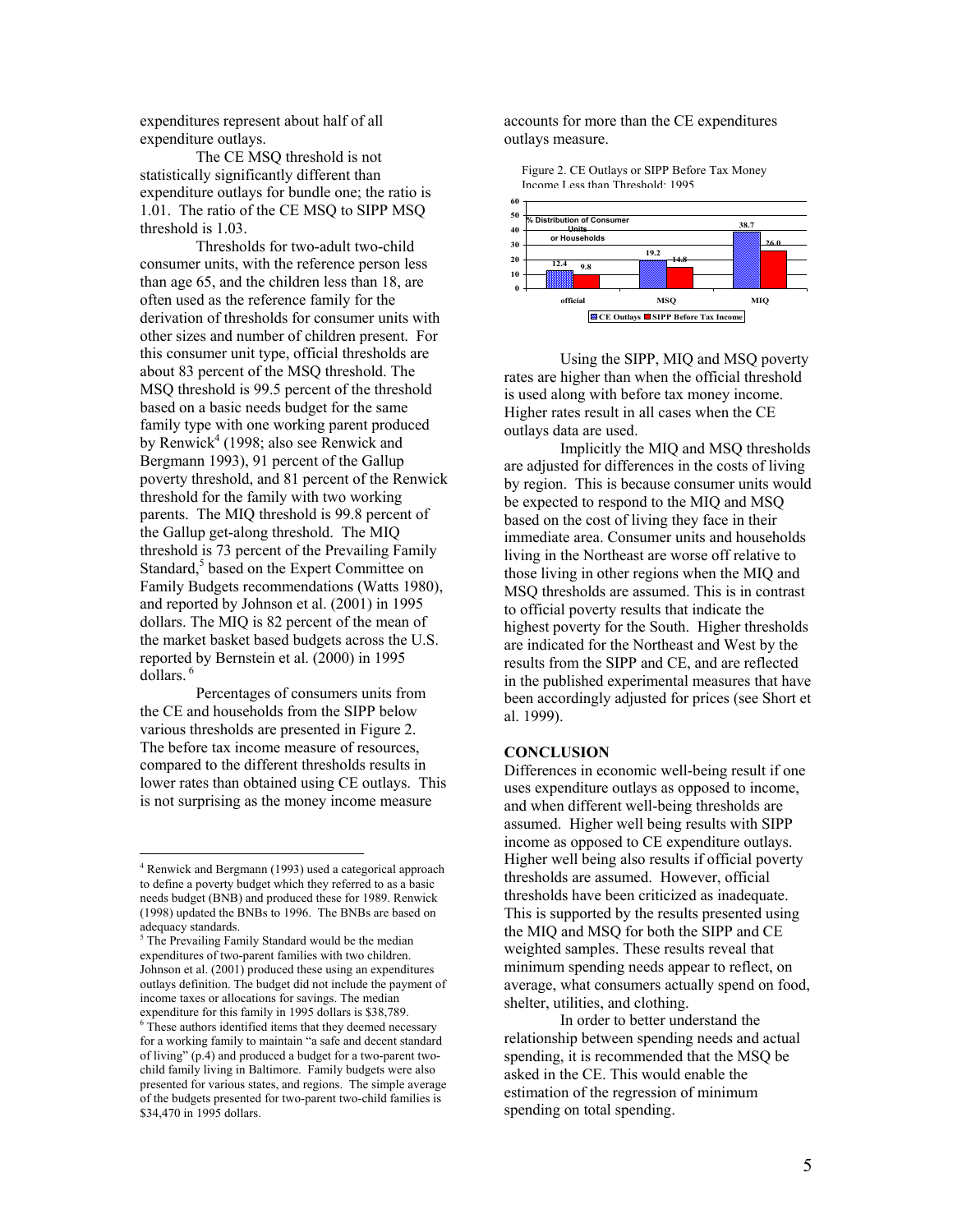expenditures represent about half of all expenditure outlays.

The CE MSQ threshold is not statistically significantly different than expenditure outlays for bundle one; the ratio is 1.01. The ratio of the CE MSQ to SIPP MSQ threshold is 1.03.

Thresholds for two-adult two-child consumer units, with the reference person less than age 65, and the children less than 18, are often used as the reference family for the derivation of thresholds for consumer units with other sizes and number of children present. For this consumer unit type, official thresholds are about 83 percent of the MSQ threshold. The MSQ threshold is 99.5 percent of the threshold based on a basic needs budget for the same family type with one working parent produced by Renwick[4] (1998; also see Renwick and Bergmann 1993), 91 percent of the Gallup poverty threshold, and 81 percent of the Renwick threshold for the family with two working parents. The MIQ threshold is 99.8 percent of the Gallup get-along threshold. The MIQ threshold is 73 percent of the Prevailing Family Standard,[5] based on the Expert Committee on Family Budgets recommendations (Watts 1980), and reported by Johnson et al. (2001) in 1995 dollars. The MIQ is 82 percent of the mean of the market basket based budgets across the U.S. reported by Bernstein et al. (2000) in 1995 dollars.[6]

Percentages of consumers units from the CE and households from the SIPP below various thresholds are presented in Figure 2. The before tax income measure of resources, compared to the different thresholds results in lower rates than obtained using CE outlays. This is not surprising as the money income measure accounts for more than the CE expenditures outlays measure.

Figure 2. CE Outlays or SIPP Before Tax Money Income Less than Threshold: 1995

| % Distribution of Consumer Units or Households | official | MSQ | MIQ |
|---|---|---|---|
| CE Outlays | 12.4 | 19.2 | 38.7 |
| SIPP Before Tax Income | 9.8 | 14.8 | 26.0 |

Using the SIPP, MIQ and MSQ poverty rates are higher than when the official threshold is used along with before tax money income. Higher rates result in all cases when the CE outlays data are used.

Implicitly the MIQ and MSQ thresholds are adjusted for differences in the costs of living by region. This is because consumer units would be expected to respond to the MIQ and MSQ based on the cost of living they face in their immediate area. Consumer units and households living in the Northeast are worse off relative to those living in other regions when the MIQ and MSQ thresholds are assumed. This is in contrast to official poverty results that indicate the highest poverty for the South. Higher thresholds are indicated for the Northeast and West by the results from the SIPP and CE, and are reflected in the published experimental measures that have been accordingly adjusted for prices (see Short et al. 1999).

## CONCLUSION

Differences in economic well-being result if one uses expenditure outlays as opposed to income, and when different well-being thresholds are assumed. Higher well being results with SIPP income as opposed to CE expenditure outlays. Higher well being also results if official poverty thresholds are assumed. However, official thresholds have been criticized as inadequate. This is supported by the results presented using the MIQ and MSQ for both the SIPP and CE weighted samples. These results reveal that minimum spending needs appear to reflect, on average, what consumers actually spend on food, shelter, utilities, and clothing.

In order to better understand the relationship between spending needs and actual spending, it is recommended that the MSQ be asked in the CE. This would enable the estimation of the regression of minimum spending on total spending.

---

[4] Renwick and Bergmann (1993) used a categorical approach to define a poverty budget which they referred to as a basic needs budget (BNB) and produced these for 1989. Renwick (1998) updated the BNBs to 1996. The BNBs are based on adequacy standards.

[5] The Prevailing Family Standard would be the median expenditures of two-parent families with two children. Johnson et al. (2001) produced these using an expenditures outlays definition. The budget did not include the payment of income taxes or allocations for savings. The median expenditure for this family in 1995 dollars is $38,789.

[6] These authors identified items that they deemed necessary for a working family to maintain "a safe and decent standard of living" (p.4) and produced a budget for a two-parent two-child family living in Baltimore. Family budgets were also presented for various states, and regions. The simple average of the budgets presented for two-parent two-child families is $34,470 in 1995 dollars.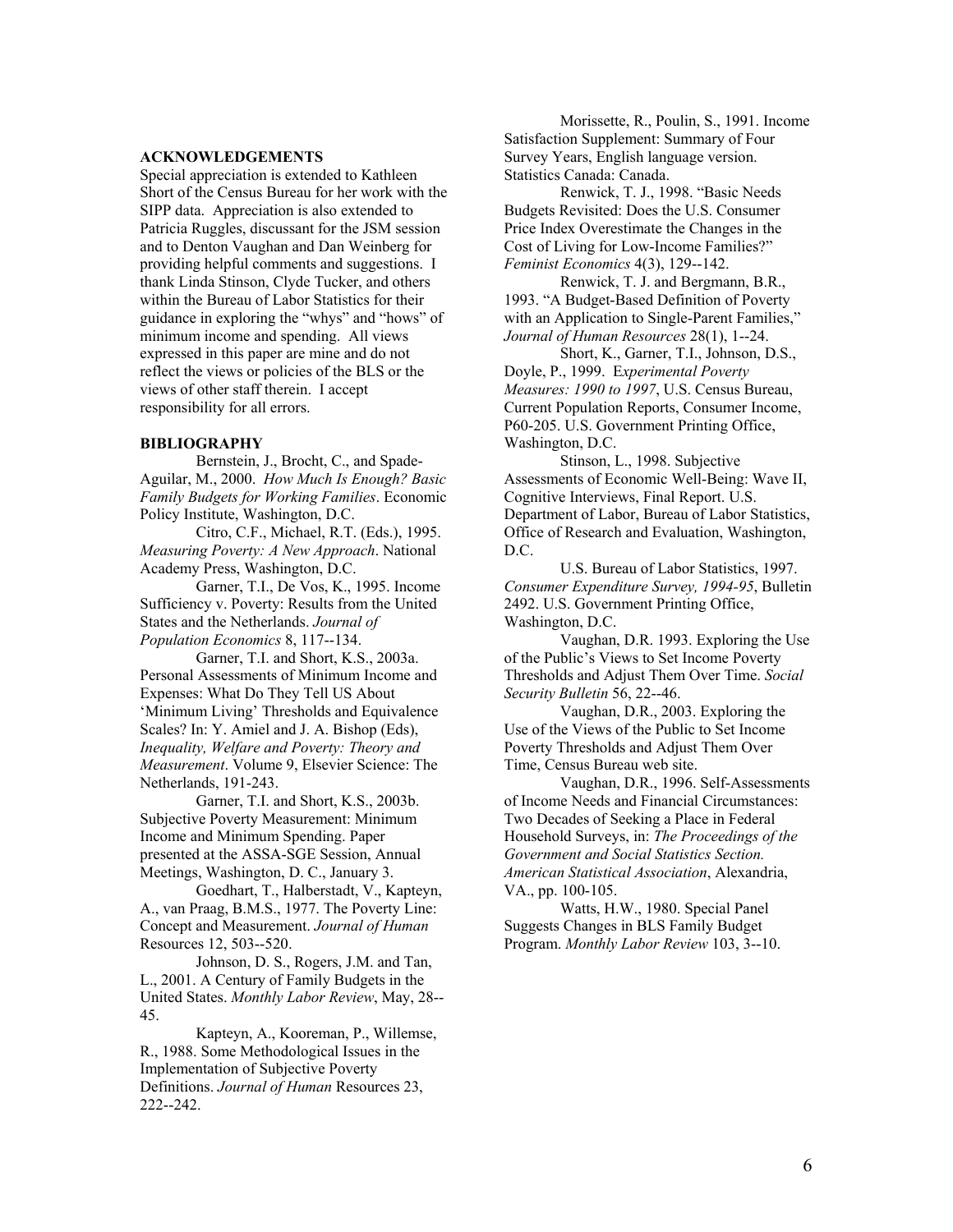## ACKNOWLEDGEMENTS

Special appreciation is extended to Kathleen Short of the Census Bureau for her work with the SIPP data. Appreciation is also extended to Patricia Ruggles, discussant for the JSM session and to Denton Vaughan and Dan Weinberg for providing helpful comments and suggestions. I thank Linda Stinson, Clyde Tucker, and others within the Bureau of Labor Statistics for their guidance in exploring the "whys" and "hows" of minimum income and spending. All views expressed in this paper are mine and do not reflect the views or policies of the BLS or the views of other staff therein. I accept responsibility for all errors.

## BIBLIOGRAPHY

Bernstein, J., Brocht, C., and Spade-Aguilar, M., 2000. *How Much Is Enough? Basic Family Budgets for Working Families*. Economic Policy Institute, Washington, D.C.

Citro, C.F., Michael, R.T. (Eds.), 1995. *Measuring Poverty: A New Approach*. National Academy Press, Washington, D.C.

Garner, T.I., De Vos, K., 1995. Income Sufficiency v. Poverty: Results from the United States and the Netherlands. *Journal of Population Economics* 8, 117--134.

Garner, T.I. and Short, K.S., 2003a. Personal Assessments of Minimum Income and Expenses: What Do They Tell US About 'Minimum Living' Thresholds and Equivalence Scales? In: Y. Amiel and J. A. Bishop (Eds), *Inequality, Welfare and Poverty: Theory and Measurement*. Volume 9, Elsevier Science: The Netherlands, 191-243.

Garner, T.I. and Short, K.S., 2003b. Subjective Poverty Measurement: Minimum Income and Minimum Spending. Paper presented at the ASSA-SGE Session, Annual Meetings, Washington, D. C., January 3.

Goedhart, T., Halberstadt, V., Kapteyn, A., van Praag, B.M.S., 1977. The Poverty Line: Concept and Measurement. *Journal of Human* Resources 12, 503--520.

Johnson, D. S., Rogers, J.M. and Tan, L., 2001. A Century of Family Budgets in the United States. *Monthly Labor Review*, May, 28--45.

Kapteyn, A., Kooreman, P., Willemse, R., 1988. Some Methodological Issues in the Implementation of Subjective Poverty Definitions. *Journal of Human* Resources 23, 222--242.

Morissette, R., Poulin, S., 1991. Income Satisfaction Supplement: Summary of Four Survey Years, English language version. Statistics Canada: Canada.

Renwick, T. J., 1998. "Basic Needs Budgets Revisited: Does the U.S. Consumer Price Index Overestimate the Changes in the Cost of Living for Low-Income Families?" *Feminist Economics* 4(3), 129--142.

Renwick, T. J. and Bergmann, B.R., 1993. "A Budget-Based Definition of Poverty with an Application to Single-Parent Families," *Journal of Human Resources* 28(1), 1--24.

Short, K., Garner, T.I., Johnson, D.S., Doyle, P., 1999. *Experimental Poverty Measures: 1990 to 1997*, U.S. Census Bureau, Current Population Reports, Consumer Income, P60-205. U.S. Government Printing Office, Washington, D.C.

Stinson, L., 1998. Subjective Assessments of Economic Well-Being: Wave II, Cognitive Interviews, Final Report. U.S. Department of Labor, Bureau of Labor Statistics, Office of Research and Evaluation, Washington, D.C.

U.S. Bureau of Labor Statistics, 1997. *Consumer Expenditure Survey, 1994-95*, Bulletin 2492. U.S. Government Printing Office, Washington, D.C.

Vaughan, D.R. 1993. Exploring the Use of the Public's Views to Set Income Poverty Thresholds and Adjust Them Over Time. *Social Security Bulletin* 56, 22--46.

Vaughan, D.R., 2003. Exploring the Use of the Views of the Public to Set Income Poverty Thresholds and Adjust Them Over Time, Census Bureau web site.

Vaughan, D.R., 1996. Self-Assessments of Income Needs and Financial Circumstances: Two Decades of Seeking a Place in Federal Household Surveys, in: *The Proceedings of the Government and Social Statistics Section. American Statistical Association*, Alexandria, VA., pp. 100-105.

Watts, H.W., 1980. Special Panel Suggests Changes in BLS Family Budget Program. *Monthly Labor Review* 103, 3--10.